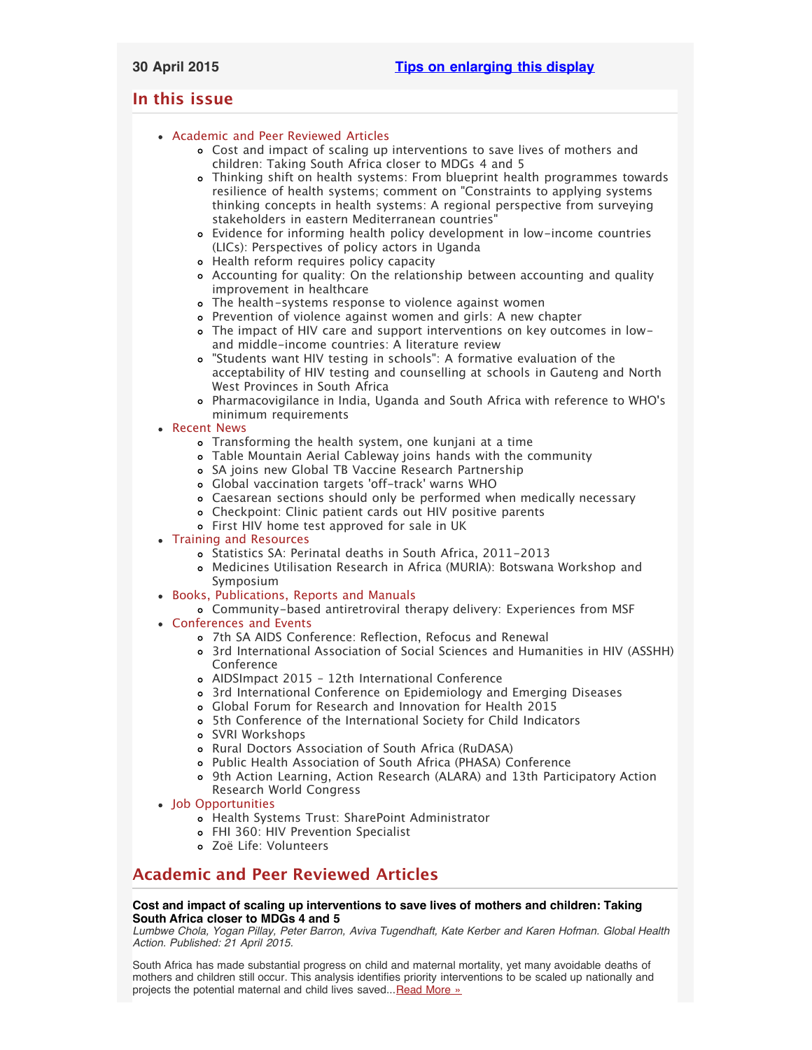30 April 2015 Tips on enlarging this display

## In this issue

- Academic and Peer Reviewed Articles
  - Cost and impact of scaling up interventions to save lives of mothers and children: Taking South Africa closer to MDGs 4 and 5
  - Thinking shift on health systems: From blueprint health programmes towards resilience of health systems; comment on "Constraints to applying systems thinking concepts in health systems: A regional perspective from surveying stakeholders in eastern Mediterranean countries"
  - Evidence for informing health policy development in low-income countries (LICs): Perspectives of policy actors in Uganda
  - Health reform requires policy capacity
  - Accounting for quality: On the relationship between accounting and quality improvement in healthcare
  - The health-systems response to violence against women
  - Prevention of violence against women and girls: A new chapter
  - The impact of HIV care and support interventions on key outcomes in low- and middle-income countries: A literature review
  - "Students want HIV testing in schools": A formative evaluation of the acceptability of HIV testing and counselling at schools in Gauteng and North West Provinces in South Africa
  - Pharmacovigilance in India, Uganda and South Africa with reference to WHO's minimum requirements
- Recent News
  - Transforming the health system, one kunjani at a time
  - Table Mountain Aerial Cableway joins hands with the community
  - SA joins new Global TB Vaccine Research Partnership
  - Global vaccination targets 'off-track' warns WHO
  - Caesarean sections should only be performed when medically necessary
  - Checkpoint: Clinic patient cards out HIV positive parents
  - First HIV home test approved for sale in UK
- Training and Resources
  - Statistics SA: Perinatal deaths in South Africa, 2011-2013
  - Medicines Utilisation Research in Africa (MURIA): Botswana Workshop and Symposium
- Books, Publications, Reports and Manuals
  - Community-based antiretroviral therapy delivery: Experiences from MSF
- Conferences and Events
  - 7th SA AIDS Conference: Reflection, Refocus and Renewal
  - 3rd International Association of Social Sciences and Humanities in HIV (ASSHH) Conference
  - AIDSImpact 2015 - 12th International Conference
  - 3rd International Conference on Epidemiology and Emerging Diseases
  - Global Forum for Research and Innovation for Health 2015
  - 5th Conference of the International Society for Child Indicators
  - SVRI Workshops
  - Rural Doctors Association of South Africa (RuDASA)
  - Public Health Association of South Africa (PHASA) Conference
  - 9th Action Learning, Action Research (ALARA) and 13th Participatory Action Research World Congress
- Job Opportunities
  - Health Systems Trust: SharePoint Administrator
  - FHI 360: HIV Prevention Specialist
  - Zoë Life: Volunteers

## Academic and Peer Reviewed Articles

**Cost and impact of scaling up interventions to save lives of mothers and children: Taking South Africa closer to MDGs 4 and 5**
*Lumbwe Chola, Yogan Pillay, Peter Barron, Aviva Tugendhaft, Kate Kerber and Karen Hofman. Global Health Action. Published: 21 April 2015.*

South Africa has made substantial progress on child and maternal mortality, yet many avoidable deaths of mothers and children still occur. This analysis identifies priority interventions to be scaled up nationally and projects the potential maternal and child lives saved...Read More »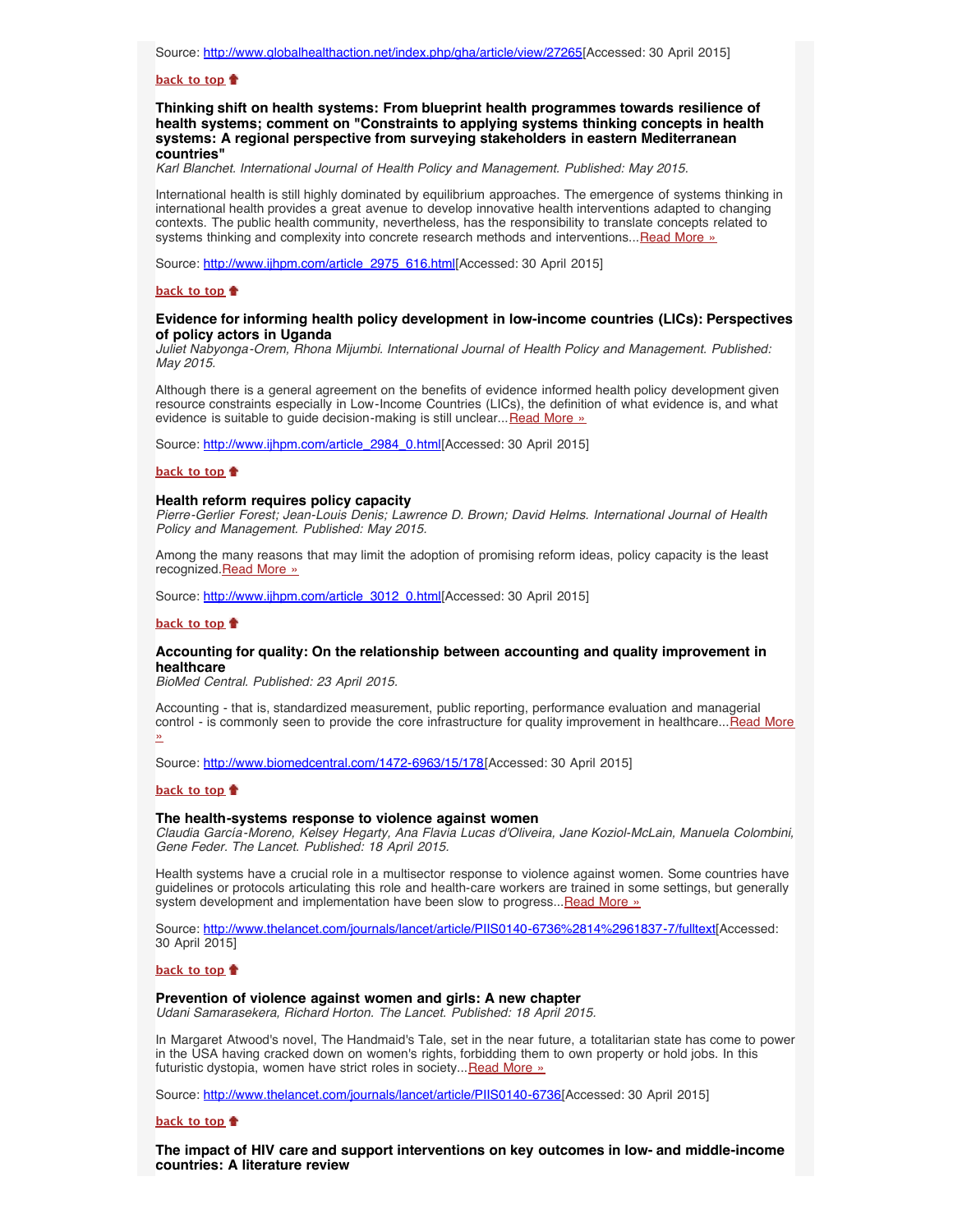Source: http://www.globalhealthaction.net/index.php/gha/article/view/27265[Accessed: 30 April 2015]

**back to top**

### Thinking shift on health systems: From blueprint health programmes towards resilience of health systems; comment on "Constraints to applying systems thinking concepts in health systems: A regional perspective from surveying stakeholders in eastern Mediterranean countries"

*Karl Blanchet. International Journal of Health Policy and Management. Published: May 2015.*

International health is still highly dominated by equilibrium approaches. The emergence of systems thinking in international health provides a great avenue to develop innovative health interventions adapted to changing contexts. The public health community, nevertheless, has the responsibility to translate concepts related to systems thinking and complexity into concrete research methods and interventions...Read More »

Source: http://www.ijhpm.com/article_2975_616.html[Accessed: 30 April 2015]

**back to top**

### Evidence for informing health policy development in low-income countries (LICs): Perspectives of policy actors in Uganda

*Juliet Nabyonga-Orem, Rhona Mijumbi. International Journal of Health Policy and Management. Published: May 2015.*

Although there is a general agreement on the benefits of evidence informed health policy development given resource constraints especially in Low-Income Countries (LICs), the definition of what evidence is, and what evidence is suitable to guide decision-making is still unclear...Read More »

Source: http://www.ijhpm.com/article_2984_0.html[Accessed: 30 April 2015]

**back to top**

### Health reform requires policy capacity

*Pierre-Gerlier Forest; Jean-Louis Denis; Lawrence D. Brown; David Helms. International Journal of Health Policy and Management. Published: May 2015.*

Among the many reasons that may limit the adoption of promising reform ideas, policy capacity is the least recognized.Read More »

Source: http://www.ijhpm.com/article_3012_0.html[Accessed: 30 April 2015]

**back to top**

### Accounting for quality: On the relationship between accounting and quality improvement in healthcare

*BioMed Central. Published: 23 April 2015.*

Accounting - that is, standardized measurement, public reporting, performance evaluation and managerial control - is commonly seen to provide the core infrastructure for quality improvement in healthcare...Read More »

Source: http://www.biomedcentral.com/1472-6963/15/178[Accessed: 30 April 2015]

**back to top**

### The health-systems response to violence against women

*Claudia García-Moreno, Kelsey Hegarty, Ana Flavia Lucas d'Oliveira, Jane Koziol-McLain, Manuela Colombini, Gene Feder. The Lancet. Published: 18 April 2015.*

Health systems have a crucial role in a multisector response to violence against women. Some countries have guidelines or protocols articulating this role and health-care workers are trained in some settings, but generally system development and implementation have been slow to progress...Read More »

Source: http://www.thelancet.com/journals/lancet/article/PIIS0140-6736%2814%2961837-7/fulltext[Accessed: 30 April 2015]

**back to top**

### Prevention of violence against women and girls: A new chapter

*Udani Samarasekera, Richard Horton. The Lancet. Published: 18 April 2015.*

In Margaret Atwood's novel, The Handmaid's Tale, set in the near future, a totalitarian state has come to power in the USA having cracked down on women's rights, forbidding them to own property or hold jobs. In this futuristic dystopia, women have strict roles in society...Read More »

Source: http://www.thelancet.com/journals/lancet/article/PIIS0140-6736[Accessed: 30 April 2015]

**back to top**

### The impact of HIV care and support interventions on key outcomes in low- and middle-income countries: A literature review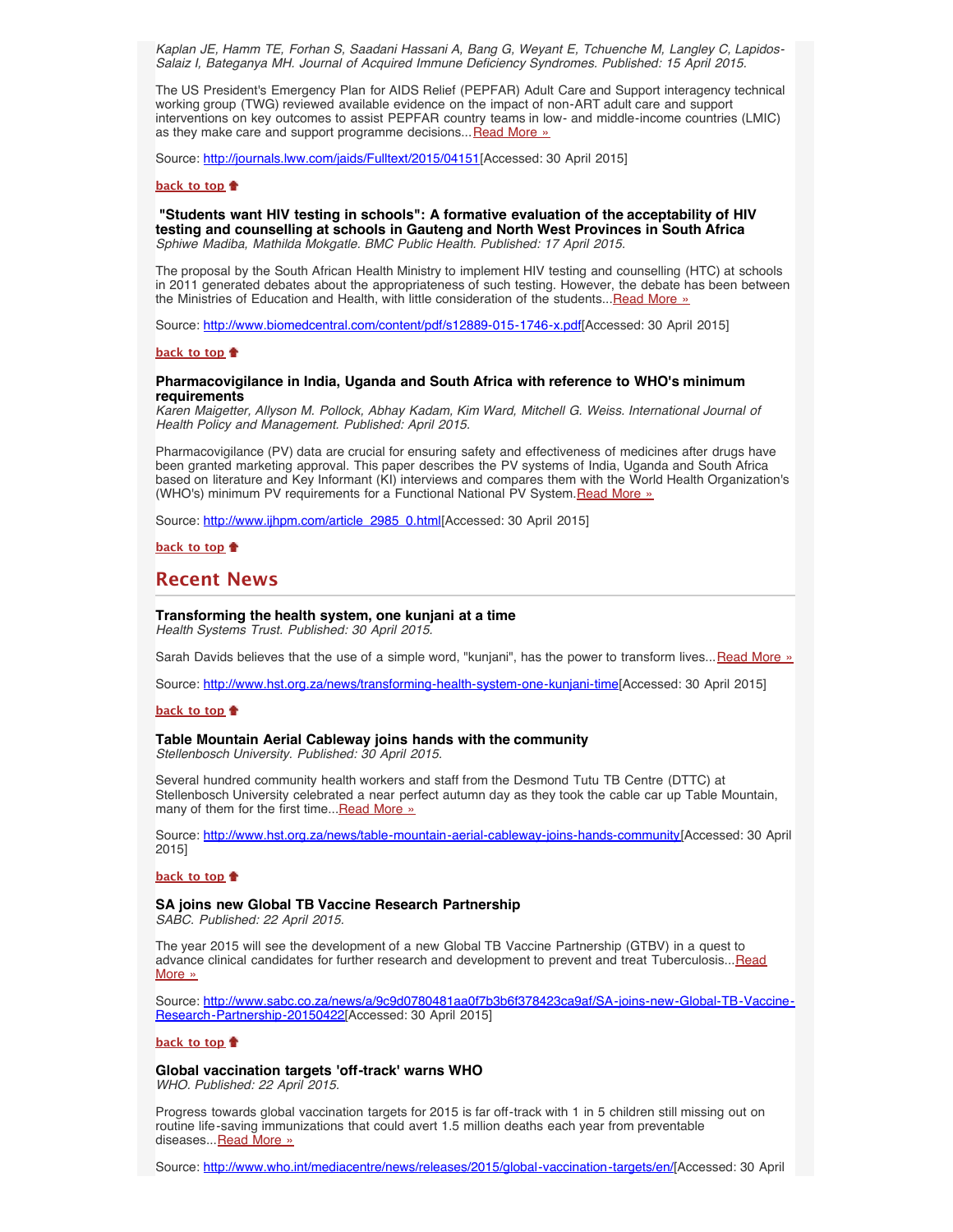*Kaplan JE, Hamm TE, Forhan S, Saadani Hassani A, Bang G, Weyant E, Tchuenche M, Langley C, Lapidos-Salaiz I, Bateganya MH. Journal of Acquired Immune Deficiency Syndromes. Published: 15 April 2015.*

The US President's Emergency Plan for AIDS Relief (PEPFAR) Adult Care and Support interagency technical working group (TWG) reviewed available evidence on the impact of non-ART adult care and support interventions on key outcomes to assist PEPFAR country teams in low- and middle-income countries (LMIC) as they make care and support programme decisions... Read More »

Source: http://journals.lww.com/jaids/Fulltext/2015/04151[Accessed: 30 April 2015]

**back to top**

### "Students want HIV testing in schools": A formative evaluation of the acceptability of HIV testing and counselling at schools in Gauteng and North West Provinces in South Africa

*Sphiwe Madiba, Mathilda Mokgatle. BMC Public Health. Published: 17 April 2015.*

The proposal by the South African Health Ministry to implement HIV testing and counselling (HTC) at schools in 2011 generated debates about the appropriateness of such testing. However, the debate has been between the Ministries of Education and Health, with little consideration of the students... Read More »

Source: http://www.biomedcentral.com/content/pdf/s12889-015-1746-x.pdf[Accessed: 30 April 2015]

**back to top**

### Pharmacovigilance in India, Uganda and South Africa with reference to WHO's minimum requirements

*Karen Maigetter, Allyson M. Pollock, Abhay Kadam, Kim Ward, Mitchell G. Weiss. International Journal of Health Policy and Management. Published: April 2015.*

Pharmacovigilance (PV) data are crucial for ensuring safety and effectiveness of medicines after drugs have been granted marketing approval. This paper describes the PV systems of India, Uganda and South Africa based on literature and Key Informant (KI) interviews and compares them with the World Health Organization's (WHO's) minimum PV requirements for a Functional National PV System. Read More »

Source: http://www.ijhpm.com/article_2985_0.html[Accessed: 30 April 2015]

**back to top**

## Recent News

### Transforming the health system, one kunjani at a time

*Health Systems Trust. Published: 30 April 2015.*

Sarah Davids believes that the use of a simple word, "kunjani", has the power to transform lives... Read More »

Source: http://www.hst.org.za/news/transforming-health-system-one-kunjani-time[Accessed: 30 April 2015]

**back to top**

### Table Mountain Aerial Cableway joins hands with the community

*Stellenbosch University. Published: 30 April 2015.*

Several hundred community health workers and staff from the Desmond Tutu TB Centre (DTTC) at Stellenbosch University celebrated a near perfect autumn day as they took the cable car up Table Mountain, many of them for the first time... Read More »

Source: http://www.hst.org.za/news/table-mountain-aerial-cableway-joins-hands-community[Accessed: 30 April 2015]

**back to top**

### SA joins new Global TB Vaccine Research Partnership

*SABC. Published: 22 April 2015.*

The year 2015 will see the development of a new Global TB Vaccine Partnership (GTBV) in a quest to advance clinical candidates for further research and development to prevent and treat Tuberculosis... Read More »

Source: http://www.sabc.co.za/news/a/9c9d0780481aa0f7b3b6f378423ca9af/SA-joins-new-Global-TB-Vaccine-Research-Partnership-20150422[Accessed: 30 April 2015]

**back to top**

### Global vaccination targets 'off-track' warns WHO

*WHO. Published: 22 April 2015.*

Progress towards global vaccination targets for 2015 is far off-track with 1 in 5 children still missing out on routine life-saving immunizations that could avert 1.5 million deaths each year from preventable diseases... Read More »

Source: http://www.who.int/mediacentre/news/releases/2015/global-vaccination-targets/en/[Accessed: 30 April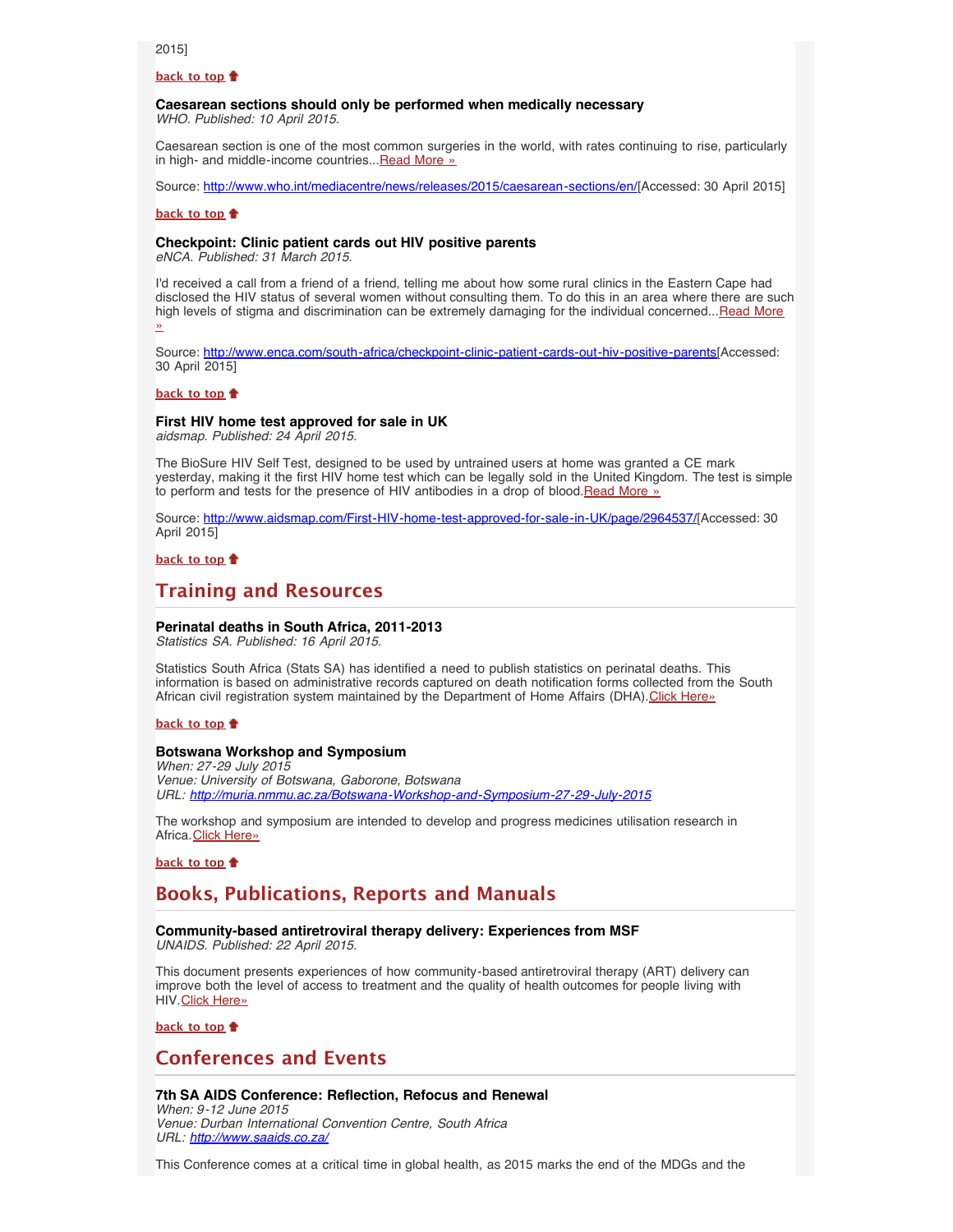2015]

**back to top**

**Caesarean sections should only be performed when medically necessary**
*WHO. Published: 10 April 2015.*

Caesarean section is one of the most common surgeries in the world, with rates continuing to rise, particularly in high- and middle-income countries...Read More »

Source: http://www.who.int/mediacentre/news/releases/2015/caesarean-sections/en/[Accessed: 30 April 2015]

**back to top**

**Checkpoint: Clinic patient cards out HIV positive parents**
*eNCA. Published: 31 March 2015.*

I'd received a call from a friend of a friend, telling me about how some rural clinics in the Eastern Cape had disclosed the HIV status of several women without consulting them. To do this in an area where there are such high levels of stigma and discrimination can be extremely damaging for the individual concerned...Read More »

Source: http://www.enca.com/south-africa/checkpoint-clinic-patient-cards-out-hiv-positive-parents[Accessed: 30 April 2015]

**back to top**

**First HIV home test approved for sale in UK**
*aidsmap. Published: 24 April 2015.*

The BioSure HIV Self Test, designed to be used by untrained users at home was granted a CE mark yesterday, making it the first HIV home test which can be legally sold in the United Kingdom. The test is simple to perform and tests for the presence of HIV antibodies in a drop of blood.Read More »

Source: http://www.aidsmap.com/First-HIV-home-test-approved-for-sale-in-UK/page/2964537/[Accessed: 30 April 2015]

**back to top**

## Training and Resources

**Perinatal deaths in South Africa, 2011-2013**
*Statistics SA. Published: 16 April 2015.*

Statistics South Africa (Stats SA) has identified a need to publish statistics on perinatal deaths. This information is based on administrative records captured on death notification forms collected from the South African civil registration system maintained by the Department of Home Affairs (DHA).Click Here»

**back to top**

**Botswana Workshop and Symposium**
*When: 27-29 July 2015*
*Venue: University of Botswana, Gaborone, Botswana*
*URL: http://muria.nmmu.ac.za/Botswana-Workshop-and-Symposium-27-29-July-2015*

The workshop and symposium are intended to develop and progress medicines utilisation research in Africa.Click Here»

**back to top**

## Books, Publications, Reports and Manuals

**Community-based antiretroviral therapy delivery: Experiences from MSF**
*UNAIDS. Published: 22 April 2015.*

This document presents experiences of how community-based antiretroviral therapy (ART) delivery can improve both the level of access to treatment and the quality of health outcomes for people living with HIV.Click Here»

**back to top**

## Conferences and Events

**7th SA AIDS Conference: Reflection, Refocus and Renewal**
*When: 9-12 June 2015*
*Venue: Durban International Convention Centre, South Africa*
*URL: http://www.saaids.co.za/*

This Conference comes at a critical time in global health, as 2015 marks the end of the MDGs and the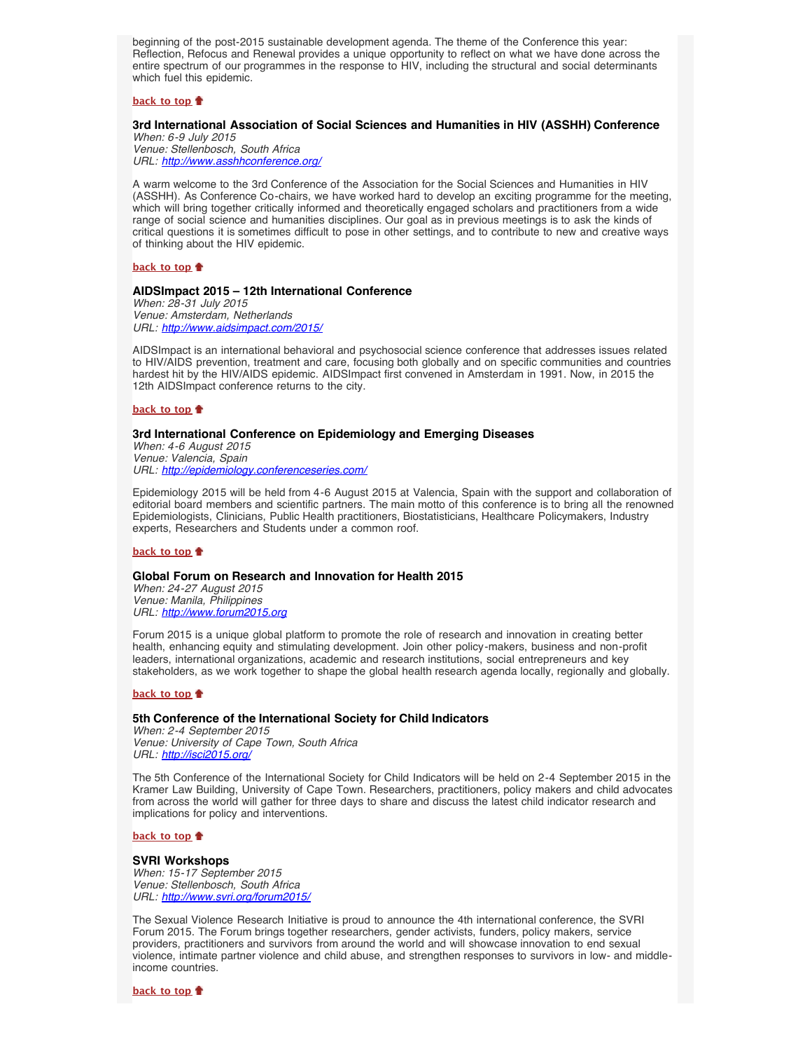beginning of the post-2015 sustainable development agenda. The theme of the Conference this year: Reflection, Refocus and Renewal provides a unique opportunity to reflect on what we have done across the entire spectrum of our programmes in the response to HIV, including the structural and social determinants which fuel this epidemic.

**back to top**

### 3rd International Association of Social Sciences and Humanities in HIV (ASSHH) Conference

*When: 6-9 July 2015*
*Venue: Stellenbosch, South Africa*
*URL: http://www.asshhconference.org/*

A warm welcome to the 3rd Conference of the Association for the Social Sciences and Humanities in HIV (ASSHH). As Conference Co-chairs, we have worked hard to develop an exciting programme for the meeting, which will bring together critically informed and theoretically engaged scholars and practitioners from a wide range of social science and humanities disciplines. Our goal as in previous meetings is to ask the kinds of critical questions it is sometimes difficult to pose in other settings, and to contribute to new and creative ways of thinking about the HIV epidemic.

**back to top**

### AIDSImpact 2015 – 12th International Conference

*When: 28-31 July 2015*
*Venue: Amsterdam, Netherlands*
*URL: http://www.aidsimpact.com/2015/*

AIDSImpact is an international behavioral and psychosocial science conference that addresses issues related to HIV/AIDS prevention, treatment and care, focusing both globally and on specific communities and countries hardest hit by the HIV/AIDS epidemic. AIDSImpact first convened in Amsterdam in 1991. Now, in 2015 the 12th AIDSImpact conference returns to the city.

**back to top**

### 3rd International Conference on Epidemiology and Emerging Diseases

*When: 4-6 August 2015*
*Venue: Valencia, Spain*
*URL: http://epidemiology.conferenceseries.com/*

Epidemiology 2015 will be held from 4-6 August 2015 at Valencia, Spain with the support and collaboration of editorial board members and scientific partners. The main motto of this conference is to bring all the renowned Epidemiologists, Clinicians, Public Health practitioners, Biostatisticians, Healthcare Policymakers, Industry experts, Researchers and Students under a common roof.

**back to top**

### Global Forum on Research and Innovation for Health 2015

*When: 24-27 August 2015*
*Venue: Manila, Philippines*
*URL: http://www.forum2015.org*

Forum 2015 is a unique global platform to promote the role of research and innovation in creating better health, enhancing equity and stimulating development. Join other policy-makers, business and non-profit leaders, international organizations, academic and research institutions, social entrepreneurs and key stakeholders, as we work together to shape the global health research agenda locally, regionally and globally.

**back to top**

### 5th Conference of the International Society for Child Indicators

*When: 2-4 September 2015*
*Venue: University of Cape Town, South Africa*
*URL: http://isci2015.org/*

The 5th Conference of the International Society for Child Indicators will be held on 2-4 September 2015 in the Kramer Law Building, University of Cape Town. Researchers, practitioners, policy makers and child advocates from across the world will gather for three days to share and discuss the latest child indicator research and implications for policy and interventions.

**back to top**

### SVRI Workshops

*When: 15-17 September 2015*
*Venue: Stellenbosch, South Africa*
*URL: http://www.svri.org/forum2015/*

The Sexual Violence Research Initiative is proud to announce the 4th international conference, the SVRI Forum 2015. The Forum brings together researchers, gender activists, funders, policy makers, service providers, practitioners and survivors from around the world and will showcase innovation to end sexual violence, intimate partner violence and child abuse, and strengthen responses to survivors in low- and middle-income countries.

**back to top**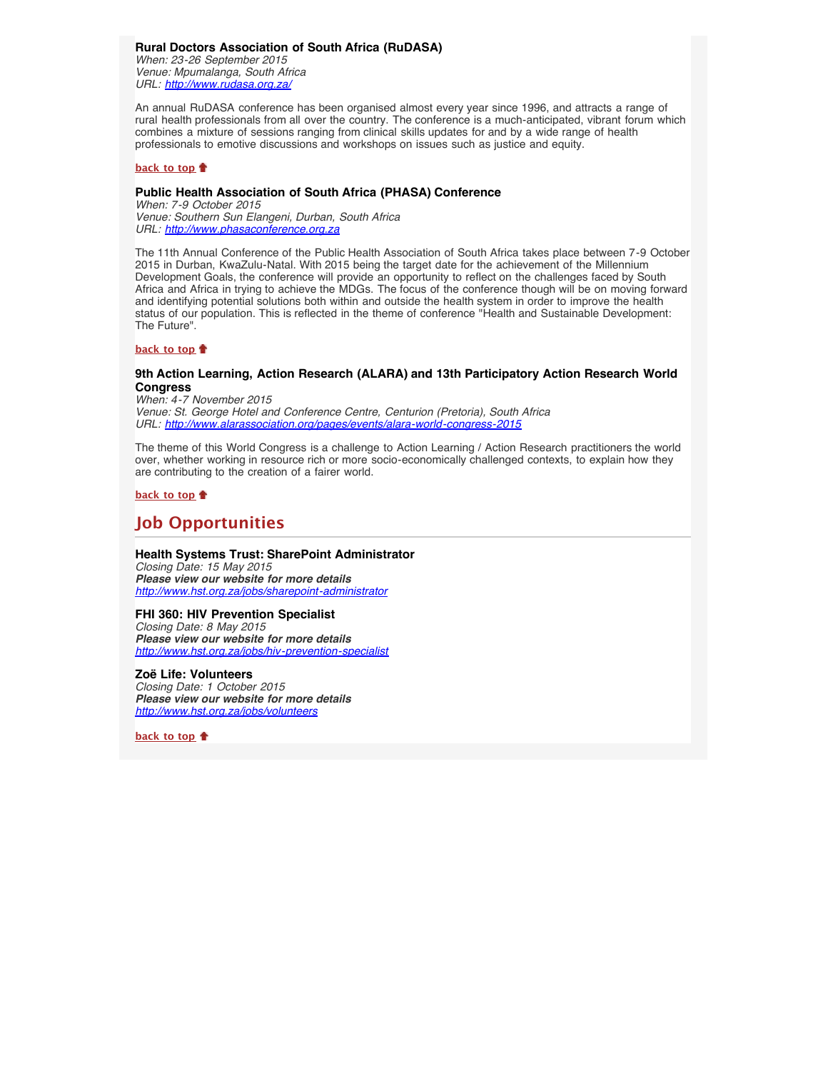**Rural Doctors Association of South Africa (RuDASA)**
*When: 23-26 September 2015*
*Venue: Mpumalanga, South Africa*
*URL: http://www.rudasa.org.za/*

An annual RuDASA conference has been organised almost every year since 1996, and attracts a range of rural health professionals from all over the country. The conference is a much-anticipated, vibrant forum which combines a mixture of sessions ranging from clinical skills updates for and by a wide range of health professionals to emotive discussions and workshops on issues such as justice and equity.

**back to top**

**Public Health Association of South Africa (PHASA) Conference**
*When: 7-9 October 2015*
*Venue: Southern Sun Elangeni, Durban, South Africa*
*URL: http://www.phasaconference.org.za*

The 11th Annual Conference of the Public Health Association of South Africa takes place between 7-9 October 2015 in Durban, KwaZulu-Natal. With 2015 being the target date for the achievement of the Millennium Development Goals, the conference will provide an opportunity to reflect on the challenges faced by South Africa and Africa in trying to achieve the MDGs. The focus of the conference though will be on moving forward and identifying potential solutions both within and outside the health system in order to improve the health status of our population. This is reflected in the theme of conference "Health and Sustainable Development: The Future".

**back to top**

**9th Action Learning, Action Research (ALARA) and 13th Participatory Action Research World Congress**
*When: 4-7 November 2015*
*Venue: St. George Hotel and Conference Centre, Centurion (Pretoria), South Africa*
*URL: http://www.alarassociation.org/pages/events/alara-world-congress-2015*

The theme of this World Congress is a challenge to Action Learning / Action Research practitioners the world over, whether working in resource rich or more socio-economically challenged contexts, to explain how they are contributing to the creation of a fairer world.

**back to top**

## Job Opportunities

**Health Systems Trust: SharePoint Administrator**
*Closing Date: 15 May 2015*
***Please view our website for more details***
*http://www.hst.org.za/jobs/sharepoint-administrator*

**FHI 360: HIV Prevention Specialist**
*Closing Date: 8 May 2015*
***Please view our website for more details***
*http://www.hst.org.za/jobs/hiv-prevention-specialist*

**Zoë Life: Volunteers**
*Closing Date: 1 October 2015*
***Please view our website for more details***
*http://www.hst.org.za/jobs/volunteers*

**back to top**